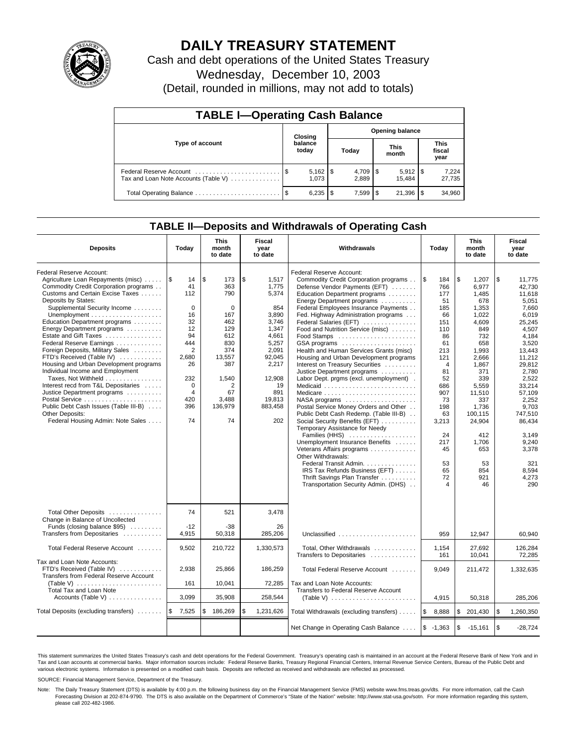# DAILY TREASURY STATEMENT

Cash and debt operations of the United States Treasury

Wednesday, December 10, 2003

(Detail, rounded in millions, may not add to totals)

| TABLE I—Operating Cash Balance | | | | |
|---|---|---|---|---|
| Type of account | Closing balance today | Opening balance | | |
| | | Today | This month | This fiscal year |
| Federal Reserve Account | $ 5,162 | $ 4,709 | $ 5,912 | $ 7,224 |
| Tax and Loan Note Accounts (Table V) | 1,073 | 2,889 | 15,484 | 27,735 |
| Total Operating Balance | $ 6,235 | $ 7,599 | $ 21,396 | $ 34,960 |

## TABLE II—Deposits and Withdrawals of Operating Cash

| Deposits | Today | This month to date | Fiscal year to date | Withdrawals | Today | This month to date | Fiscal year to date |
|---|---|---|---|---|---|---|---|
| Federal Reserve Account: | | | | Federal Reserve Account: | | | |
| Agriculture Loan Repayments (misc) | $ 14 | $ 173 | $ 1,517 | Commodity Credit Corporation programs | $ 184 | $ 1,207 | $ 11,775 |
| Commodity Credit Corporation programs | 41 | 363 | 1,775 | Defense Vendor Payments (EFT) | 766 | 6,977 | 42,730 |
| Customs and Certain Excise Taxes | 112 | 790 | 5,374 | Education Department programs | 177 | 1,485 | 11,618 |
| Deposits by States: | | | | Energy Department programs | 51 | 678 | 5,051 |
| Supplemental Security Income | 0 | 0 | 854 | Federal Employees Insurance Payments | 185 | 1,353 | 7,660 |
| Unemployment | 16 | 167 | 3,890 | Fed. Highway Administration programs | 66 | 1,022 | 6,019 |
| Education Department programs | 32 | 462 | 3,746 | Federal Salaries (EFT) | 151 | 4,609 | 25,245 |
| Energy Department programs | 12 | 129 | 1,347 | Food and Nutrition Service (misc) | 110 | 849 | 4,507 |
| Estate and Gift Taxes | 94 | 612 | 4,661 | Food Stamps | 86 | 732 | 4,184 |
| Federal Reserve Earnings | 444 | 830 | 5,257 | GSA programs | 61 | 658 | 3,520 |
| Foreign Deposits, Military Sales | 2 | 374 | 2,091 | Health and Human Services Grants (misc) | 213 | 1,993 | 13,443 |
| FTD's Received (Table IV) | 2,680 | 13,557 | 92,045 | Housing and Urban Development programs | 121 | 2,666 | 11,212 |
| Housing and Urban Development programs | 26 | 387 | 2,217 | Interest on Treasury Securities | 4 | 1,867 | 29,812 |
| Individual Income and Employment | | | | Justice Department programs | 81 | 371 | 2,780 |
| Taxes, Not Withheld | 232 | 1,540 | 12,908 | Labor Dept. prgms (excl. unemployment) | 52 | 339 | 2,522 |
| Interest recd from T&L Depositaries | 0 | 2 | 19 | Medicaid | 686 | 5,559 | 33,214 |
| Justice Department programs | 4 | 67 | 891 | Medicare | 907 | 11,510 | 57,109 |
| Postal Service | 420 | 3,488 | 19,813 | NASA programs | 73 | 337 | 2,252 |
| Public Debt Cash Issues (Table III-B) | 396 | 136,979 | 883,458 | Postal Service Money Orders and Other | 198 | 1,736 | 9,703 |
| Other Deposits: | | | | Public Debt Cash Redemp. (Table III-B) | 63 | 100,115 | 747,510 |
| Federal Housing Admin: Note Sales | 74 | 74 | 202 | Social Security Benefits (EFT) | 3,213 | 24,904 | 86,434 |
| | | | | Temporary Assistance for Needy | | | |
| | | | | Families (HHS) | 24 | 412 | 3,149 |
| | | | | Unemployment Insurance Benefits | 217 | 1,706 | 9,240 |
| | | | | Veterans Affairs programs | 45 | 653 | 3,378 |
| | | | | Other Withdrawals: | | | |
| | | | | Federal Transit Admin. | 53 | 53 | 321 |
| | | | | IRS Tax Refunds Business (EFT) | 65 | 854 | 8,594 |
| | | | | Thrift Savings Plan Transfer | 72 | 921 | 4,273 |
| | | | | Transportation Security Admin. (DHS) | 4 | 46 | 290 |
| Total Other Deposits | 74 | 521 | 3,478 | | | | |
| Change in Balance of Uncollected | | | | | | | |
| Funds (closing balance $95) | -12 | -38 | 26 | | | | |
| Transfers from Depositaries | 4,915 | 50,318 | 285,206 | Unclassified | 959 | 12,947 | 60,940 |
| Total Federal Reserve Account | 9,502 | 210,722 | 1,330,573 | Total, Other Withdrawals | 1,154 | 27,692 | 126,284 |
| | | | | Transfers to Depositaries | 161 | 10,041 | 72,285 |
| Tax and Loan Note Accounts: | | | | | | | |
| FTD's Received (Table IV) | 2,938 | 25,866 | 186,259 | Total Federal Reserve Account | 9,049 | 211,472 | 1,332,635 |
| Transfers from Federal Reserve Account (Table V) | 161 | 10,041 | 72,285 | Tax and Loan Note Accounts: | | | |
| Total Tax and Loan Note Accounts (Table V) | 3,099 | 35,908 | 258,544 | Transfers to Federal Reserve Account (Table V) | 4,915 | 50,318 | 285,206 |
| Total Deposits (excluding transfers) | $ 7,525 | $ 186,269 | $ 1,231,626 | Total Withdrawals (excluding transfers) | $ 8,888 | $ 201,430 | $ 1,260,350 |
| | | | | Net Change in Operating Cash Balance | $ -1,363 | $ -15,161 | $ -28,724 |

This statement summarizes the United States Treasury's cash and debt operations for the Federal Government. Treasury's operating cash is maintained in an account at the Federal Reserve Bank of New York and in Tax and Loan accounts at commercial banks. Major information sources include: Federal Reserve Banks, Treasury Regional Financial Centers, Internal Revenue Service Centers, Bureau of the Public Debt and various electronic systems. Information is presented on a modified cash basis. Deposits are reflected as received and withdrawals are reflected as processed.

SOURCE: Financial Management Service, Department of the Treasury.

Note: The Daily Treasury Statement (DTS) is available by 4:00 p.m. the following business day on the Financial Management Service (FMS) website www.fms.treas.gov/dts. For more information, call the Cash Forecasting Division at 202-874-9790. The DTS is also available on the Department of Commerce's "State of the Nation" website: http://www.stat-usa.gov/sotn. For more information regarding this system, please call 202-482-1986.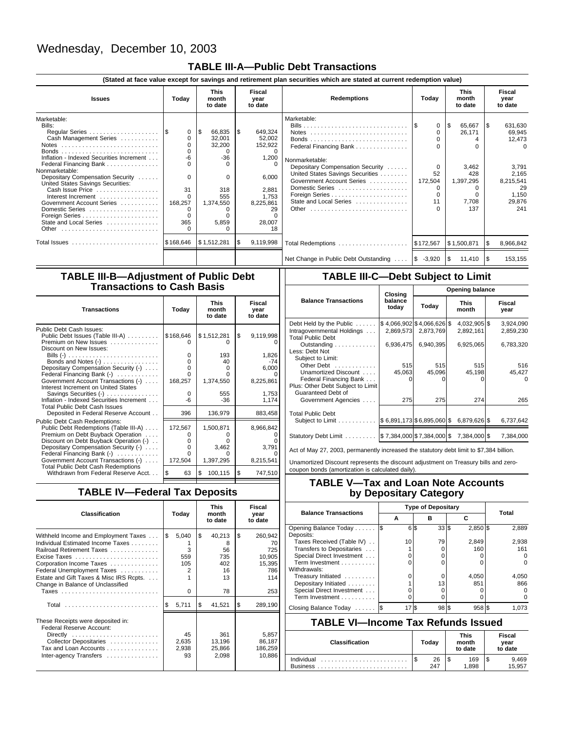Wednesday, December 10, 2003

## TABLE III-A—Public Debt Transactions

(Stated at face value except for savings and retirement plan securities which are stated at current redemption value)

| Issues | Today | This month to date | Fiscal year to date | Redemptions | Today | This month to date | Fiscal year to date |
|---|---|---|---|---|---|---|---|
| Marketable: | | | | Marketable: | | | |
| Bills: | | | | Bills | $ 0 | $ 65,667 | $ 631,630 |
| Regular Series | $ 0 | $ 66,835 | $ 649,324 | Notes | 0 | 26,171 | 69,945 |
| Cash Management Series | 0 | 32,001 | 52,002 | Bonds | 0 | 4 | 12,473 |
| Notes | 0 | 32,200 | 152,922 | Federal Financing Bank | 0 | 0 | 0 |
| Bonds | 0 | 0 | 0 | | | | |
| Inflation - Indexed Securities Increment | -6 | -36 | 1,200 | Nonmarketable: | | | |
| Federal Financing Bank | 0 | 0 | 0 | Depositary Compensation Security | 0 | 3,462 | 3,791 |
| Nonmarketable: | | | | United States Savings Securities | 52 | 428 | 2,165 |
| Depositary Compensation Security | 0 | 0 | 6,000 | Government Account Series | 172,504 | 1,397,295 | 8,215,541 |
| United States Savings Securities: | | | | Domestic Series | 0 | 0 | 29 |
| Cash Issue Price | 31 | 318 | 2,881 | Foreign Series | 0 | 0 | 1,150 |
| Interest Increment | 0 | 555 | 1,753 | State and Local Series | 11 | 7,708 | 29,876 |
| Government Account Series | 168,257 | 1,374,550 | 8,225,861 | Other | 0 | 137 | 241 |
| Domestic Series | 0 | 0 | 29 | | | | |
| Foreign Series | 0 | 0 | 0 | | | | |
| State and Local Series | 365 | 5,859 | 28,007 | | | | |
| Other | 0 | 0 | 18 | | | | |
| Total Issues | $168,646 | $1,512,281 | $ 9,119,998 | Total Redemptions | $172,567 | $1,500,871 | $ 8,966,842 |
| | | | | Net Change in Public Debt Outstanding | $ -3,920 | $ 11,410 | $ 153,155 |

## TABLE III-B—Adjustment of Public Debt Transactions to Cash Basis

| Transactions | Today | This month to date | Fiscal year to date |
|---|---|---|---|
| Public Debt Cash Issues: | | | |
| Public Debt Issues (Table III-A) | $168,646 | $1,512,281 | $ 9,119,998 |
| Premium on New Issues | 0 | 0 | 0 |
| Discount on New Issues: | | | |
| Bills (-) | 0 | 193 | 1,826 |
| Bonds and Notes (-) | 0 | 40 | -74 |
| Depositary Compensation Security (-) | 0 | 0 | 6,000 |
| Federal Financing Bank (-) | 0 | 0 | 0 |
| Government Account Transactions (-) | 168,257 | 1,374,550 | 8,225,861 |
| Interest Increment on United States Savings Securities (-) | 0 | 555 | 1,753 |
| Inflation - Indexed Securities Increment | -6 | -36 | 1,174 |
| Total Public Debt Cash Issues Deposited in Federal Reserve Account | 396 | 136,979 | 883,458 |
| Public Debt Cash Redemptions: | | | |
| Public Debt Redemptions (Table III-A) | 172,567 | 1,500,871 | 8,966,842 |
| Premium on Debt Buyback Operation | 0 | 0 | 0 |
| Discount on Debt Buyback Operation (-) | 0 | 0 | 0 |
| Depositary Compensation Security (-) | 0 | 3,462 | 3,791 |
| Federal Financing Bank (-) | 0 | 0 | 0 |
| Government Account Transactions (-) | 172,504 | 1,397,295 | 8,215,541 |
| Total Public Debt Cash Redemptions Withdrawn from Federal Reserve Acct. | $ 63 | $ 100,115 | $ 747,510 |

## TABLE III-C—Debt Subject to Limit

| Balance Transactions | Closing balance today | Opening balance Today | Opening balance This month | Opening balance Fiscal year |
|---|---|---|---|---|
| Debt Held by the Public | $ 4,066,902 | $ 4,066,626 | $ 4,032,905 | $ 3,924,090 |
| Intragovernmental Holdings | 2,869,573 | 2,873,769 | 2,892,161 | 2,859,230 |
| Total Public Debt Outstanding | 6,936,475 | 6,940,395 | 6,925,065 | 6,783,320 |
| Less: Debt Not Subject to Limit: | | | | |
| Other Debt | 515 | 515 | 515 | 516 |
| Unamortized Discount | 45,063 | 45,096 | 45,198 | 45,427 |
| Federal Financing Bank | 0 | 0 | 0 | 0 |
| Plus: Other Debt Subject to Limit Guaranteed Debt of Government Agencies | 275 | 275 | 274 | 265 |
| Total Public Debt Subject to Limit | $ 6,891,173 | $ 6,895,060 | $ 6,879,626 | $ 6,737,642 |
| Statutory Debt Limit | $ 7,384,000 | $ 7,384,000 | $ 7,384,000 | $ 7,384,000 |

Act of May 27, 2003, permanently increased the statutory debt limit to $7,384 billion.

Unamortized Discount represents the discount adjustment on Treasury bills and zero-coupon bonds (amortization is calculated daily).

## TABLE IV—Federal Tax Deposits

| Classification | Today | This month to date | Fiscal year to date |
|---|---|---|---|
| Withheld Income and Employment Taxes | $ 5,040 | $ 40,213 | $ 260,942 |
| Individual Estimated Income Taxes | 1 | 8 | 70 |
| Railroad Retirement Taxes | 3 | 56 | 725 |
| Excise Taxes | 559 | 735 | 10,905 |
| Corporation Income Taxes | 105 | 402 | 15,395 |
| Federal Unemployment Taxes | 2 | 16 | 786 |
| Estate and Gift Taxes & Misc IRS Rcpts. | 1 | 13 | 114 |
| Change in Balance of Unclassified Taxes | 0 | 78 | 253 |
| Total | $ 5,711 | $ 41,521 | $ 289,190 |
| These Receipts were deposited in: | | | |
| Federal Reserve Account: | | | |
| Directly | 45 | 361 | 5,857 |
| Collector Depositaries | 2,635 | 13,196 | 86,187 |
| Tax and Loan Accounts | 2,938 | 25,866 | 186,259 |
| Inter-agency Transfers | 93 | 2,098 | 10,886 |

## TABLE V—Tax and Loan Note Accounts by Depositary Category

| Balance Transactions | Type of Depositary A | B | C | Total |
|---|---|---|---|---|
| Opening Balance Today | $ 6 | $ 33 | $ 2,850 | $ 2,889 |
| Deposits: | | | | |
| Taxes Received (Table IV) | 10 | 79 | 2,849 | 2,938 |
| Transfers to Depositaries | 1 | 0 | 160 | 161 |
| Special Direct Investment | 0 | 0 | 0 | 0 |
| Term Investment | 0 | 0 | 0 | 0 |
| Withdrawals: | | | | |
| Treasury Initiated | 0 | 0 | 4,050 | 4,050 |
| Depositary Initiated | 1 | 13 | 851 | 866 |
| Special Direct Investment | 0 | 0 | 0 | 0 |
| Term Investment | 0 | 0 | 0 | 0 |
| Closing Balance Today | $ 17 | $ 98 | $ 958 | $ 1,073 |

## TABLE VI—Income Tax Refunds Issued

| Classification | Today | This month to date | Fiscal year to date |
|---|---|---|---|
| Individual | $ 26 | $ 169 | $ 9,469 |
| Business | 247 | 1,898 | 15,957 |